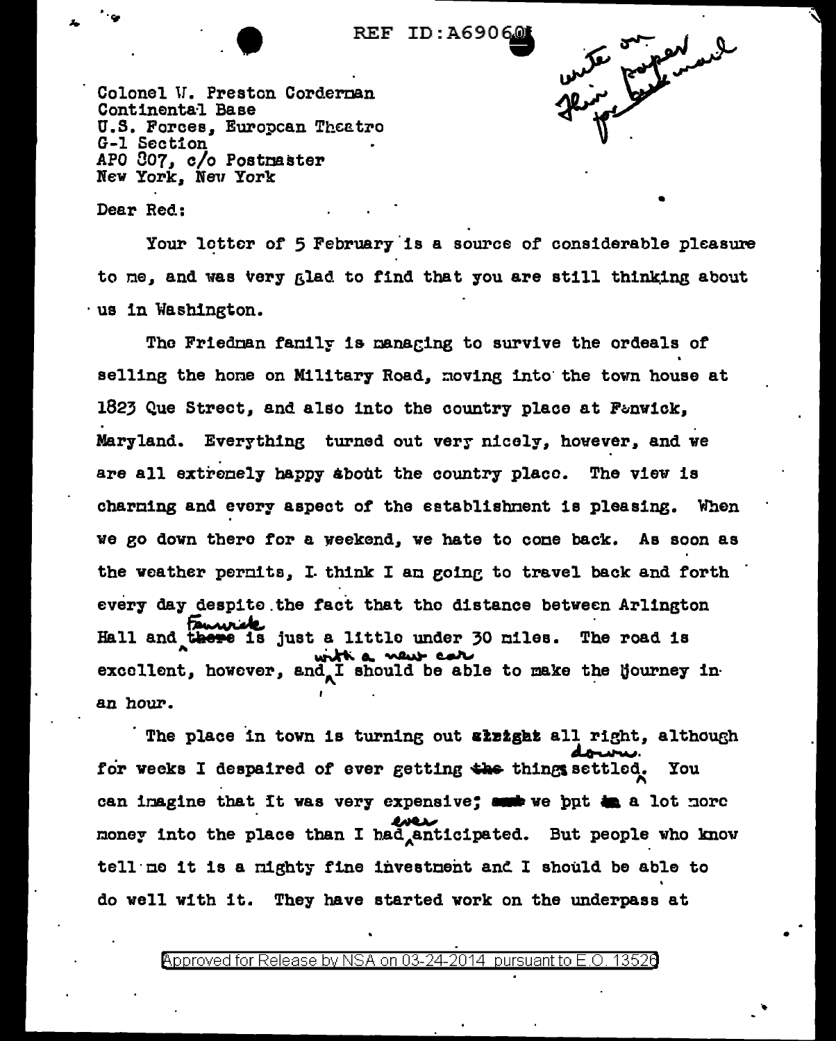REF ID:A69060

write on
thin paper
for air mail

Colonel W. Preston Corderman
Continental Base
U.S. Forces, European Theatre
G-1 Section
APO 807, c/o Postmaster
New York, New York

Dear Red:

Your letter of 5 February is a source of considerable pleasure to me, and was very glad to find that you are still thinking about us in Washington.

The Friedman family is managing to survive the ordeals of selling the home on Military Road, moving into the town house at 1823 Que Street, and also into the country place at Fenwick, Maryland. Everything turned out very nicely, however, and we are all extremely happy about the country place. The view is charming and every aspect of the establishment is pleasing. When we go down there for a weekend, we hate to come back. As soon as the weather permits, I think I am going to travel back and forth every day despite the fact that the distance between Arlington Hall and Fenwick is just a little under 30 miles. The road is excellent, however, and with a new car I should be able to make the journey in an hour.

The place in town is turning out all right, although for weeks I despaired of ever getting things settled down. You can imagine that it was very expensive; we put a lot more money into the place than I had ever anticipated. But people who know tell me it is a mighty fine investment and I should be able to do well with it. They have started work on the underpass at

Approved for Release by NSA on 03-24-2014 pursuant to E.O. 13526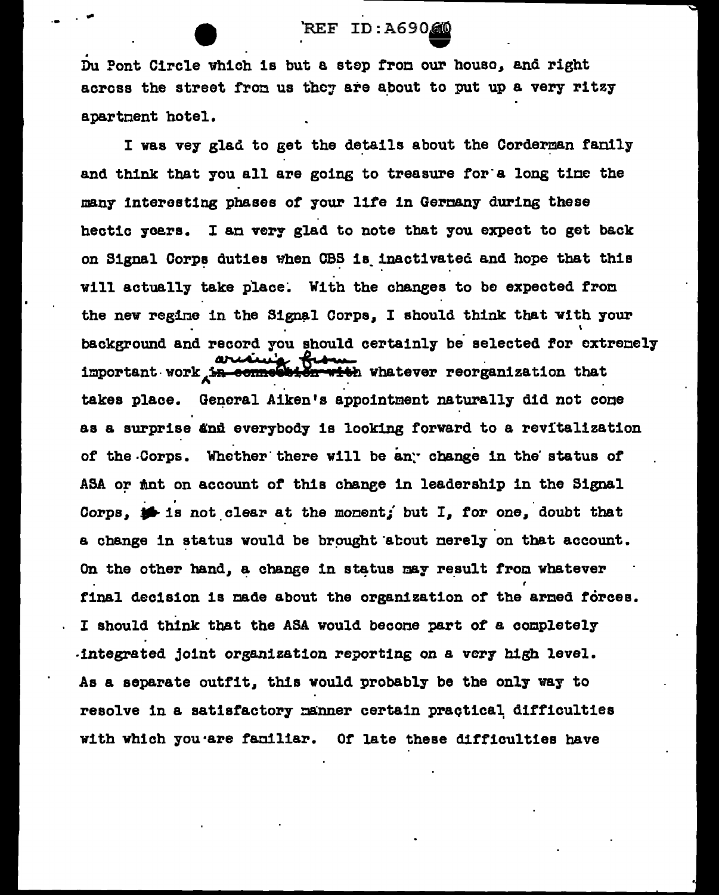Du Pont Circle which is but a step from our house, and right across the street from us they are about to put up a very ritzy apartment hotel.

I was vey glad to get the details about the Corderman family and think that you all are going to treasure for a long time the many interesting phases of your life in Germany during these hectic years. I am very glad to note that you expect to get back on Signal Corps duties when CBS is inactivated and hope that this will actually take place. With the changes to be expected from the new regime in the Signal Corps, I should think that with your background and record you should certainly be selected for extremely important work arising from whatever reorganization that takes place. General Aiken's appointment naturally did not come as a surprise and everybody is looking forward to a revitalization of the Corps. Whether there will be any change in the status of ASA or not on account of this change in leadership in the Signal Corps, it is not clear at the moment; but I, for one, doubt that a change in status would be brought about merely on that account. On the other hand, a change in status may result from whatever final decision is made about the organization of the armed forces. I should think that the ASA would become part of a completely integrated joint organization reporting on a very high level. As a separate outfit, this would probably be the only way to resolve in a satisfactory manner certain practical difficulties with which you are familiar. Of late these difficulties have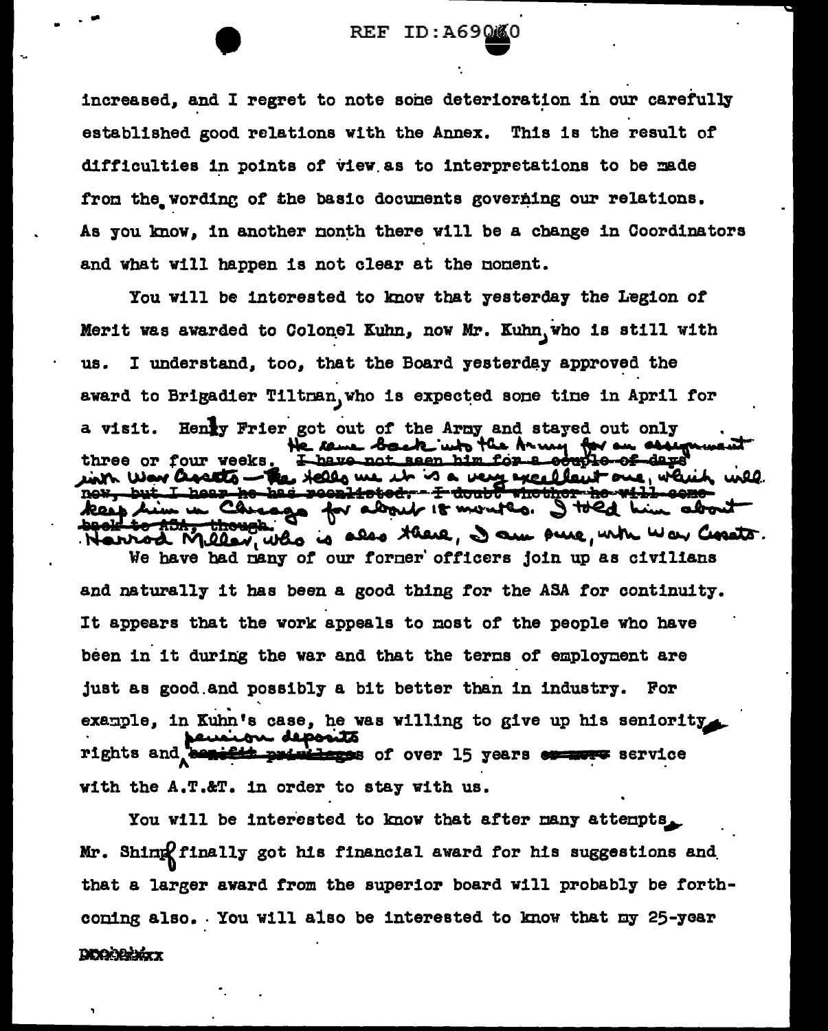increased, and I regret to note some deterioration in our carefully established good relations with the Annex. This is the result of difficulties in points of view as to interpretations to be made from the wording of the basic documents governing our relations. As you know, in another month there will be a change in Coordinators and what will happen is not clear at the moment.

You will be interested to know that yesterday the Legion of Merit was awarded to Colonel Kuhn, now Mr. Kuhn, who is still with us. I understand, too, that the Board yesterday approved the award to Brigadier Tiltman, who is expected some time in April for a visit. Henry Frier got out of the Army and stayed out only three or four weeks. He came back into the Army for an assignment with War Assets — he tells me it is a very excellent one, which will keep him in Chicago for about 18 months. I told him about Harrod Miller, who is also there, I am sure, with War Assets.

~~I have not seen him for a couple of days now, but I hear he has reenlisted. I doubt whether he will come back to ASA, though.~~

We have had many of our former officers join up as civilians and naturally it has been a good thing for the ASA for continuity. It appears that the work appeals to most of the people who have been in it during the war and that the terms of employment are just as good and possibly a bit better than in industry. For example, in Kuhn's case, he was willing to give up his seniority rights and pension deposits ~~benefit privileges~~ of over 15 years ~~or more~~ service with the A.T.&T. in order to stay with us.

You will be interested to know that after many attempts, Mr. Shinn finally got his financial award for his suggestions and that a larger award from the superior board will probably be forthcoming also. You will also be interested to know that my 25-year

DOOOOXXX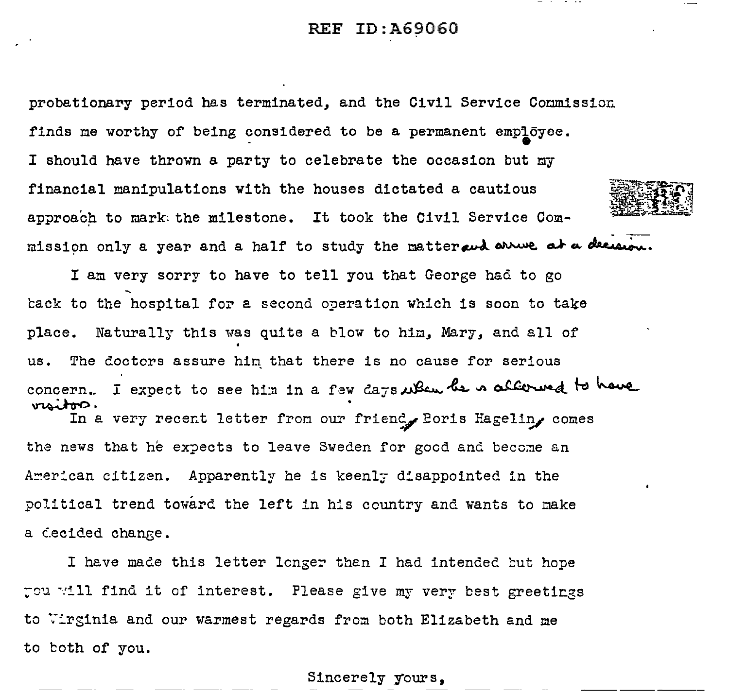probationary period has terminated, and the Civil Service Commission finds me worthy of being considered to be a permanent employee. I should have thrown a party to celebrate the occasion but my financial manipulations with the houses dictated a cautious approach to mark the milestone. It took the Civil Service Commission only a year and a half to study the matter and arrive at a decision.

I am very sorry to have to tell you that George had to go back to the hospital for a second operation which is soon to take place. Naturally this was quite a blow to him, Mary, and all of us. The doctors assure him that there is no cause for serious concern. I expect to see him in a few days when he is allowed to have visitors.

In a very recent letter from our friend, Boris Hagelin, comes the news that he expects to leave Sweden for good and become an American citizen. Apparently he is keenly disappointed in the political trend toward the left in his country and wants to make a decided change.

I have made this letter longer than I had intended but hope you will find it of interest. Please give my very best greetings to Virginia and our warmest regards from both Elizabeth and me to both of you.

Sincerely yours,